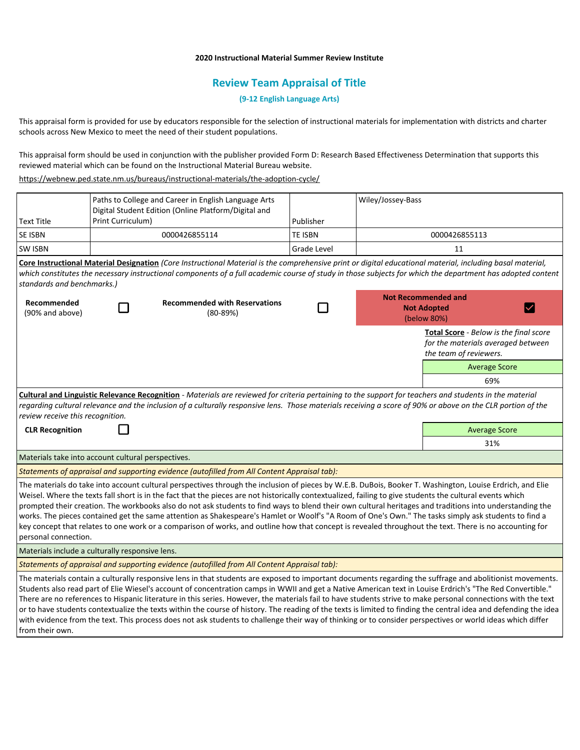**2020 Instructional Material Summer Review Institute**

## Review Team Appraisal of Title

**(9-12 English Language Arts)**

This appraisal form is provided for use by educators responsible for the selection of instructional materials for implementation with districts and charter schools across New Mexico to meet the need of their student populations.

This appraisal form should be used in conjunction with the publisher provided Form D: Research Based Effectiveness Determination that supports this reviewed material which can be found on the Instructional Material Bureau website.

https://webnew.ped.state.nm.us/bureaus/instructional-materials/the-adoption-cycle/

| Text Title | Paths to College and Career in English Language Arts Digital Student Edition (Online Platform/Digital and Print Curriculum) | Publisher | Wiley/Jossey-Bass |
|---|---|---|---|
| SE ISBN | 0000426855114 | TE ISBN | 0000426855113 |
| SW ISBN | | Grade Level | 11 |

**Core Instructional Material Designation** *(Core Instructional Material is the comprehensive print or digital educational material, including basal material, which constitutes the necessary instructional components of a full academic course of study in those subjects for which the department has adopted content standards and benchmarks.)*

| Recommended (90% and above) | ☐ | Recommended with Reservations (80-89%) | ☐ | Not Recommended and Not Adopted (below 80%) | ☑ |
|---|---|---|---|---|---|

**Total Score** - *Below is the final score for the materials averaged between the team of reviewers.*

| Average Score |
|---|
| 69% |

**Cultural and Linguistic Relevance Recognition** - *Materials are reviewed for criteria pertaining to the support for teachers and students in the material regarding cultural relevance and the inclusion of a culturally responsive lens. Those materials receiving a score of 90% or above on the CLR portion of the review receive this recognition.*

| CLR Recognition | ☐ | Average Score |
|---|---|---|
| | | 31% |

Materials take into account cultural perspectives.

*Statements of appraisal and supporting evidence (autofilled from All Content Appraisal tab):*

The materials do take into account cultural perspectives through the inclusion of pieces by W.E.B. DuBois, Booker T. Washington, Louise Erdrich, and Elie Weisel. Where the texts fall short is in the fact that the pieces are not historically contextualized, failing to give students the cultural events which prompted their creation. The workbooks also do not ask students to find ways to blend their own cultural heritages and traditions into understanding the works. The pieces contained get the same attention as Shakespeare's Hamlet or Woolf's "A Room of One's Own." The tasks simply ask students to find a key concept that relates to one work or a comparison of works, and outline how that concept is revealed throughout the text. There is no accounting for personal connection.

Materials include a culturally responsive lens.

*Statements of appraisal and supporting evidence (autofilled from All Content Appraisal tab):*

The materials contain a culturally responsive lens in that students are exposed to important documents regarding the suffrage and abolitionist movements. Students also read part of Elie Wiesel's account of concentration camps in WWII and get a Native American text in Louise Erdrich's "The Red Convertible." There are no references to Hispanic literature in this series. However, the materials fail to have students strive to make personal connections with the text or to have students contextualize the texts within the course of history. The reading of the texts is limited to finding the central idea and defending the idea with evidence from the text. This process does not ask students to challenge their way of thinking or to consider perspectives or world ideas which differ from their own.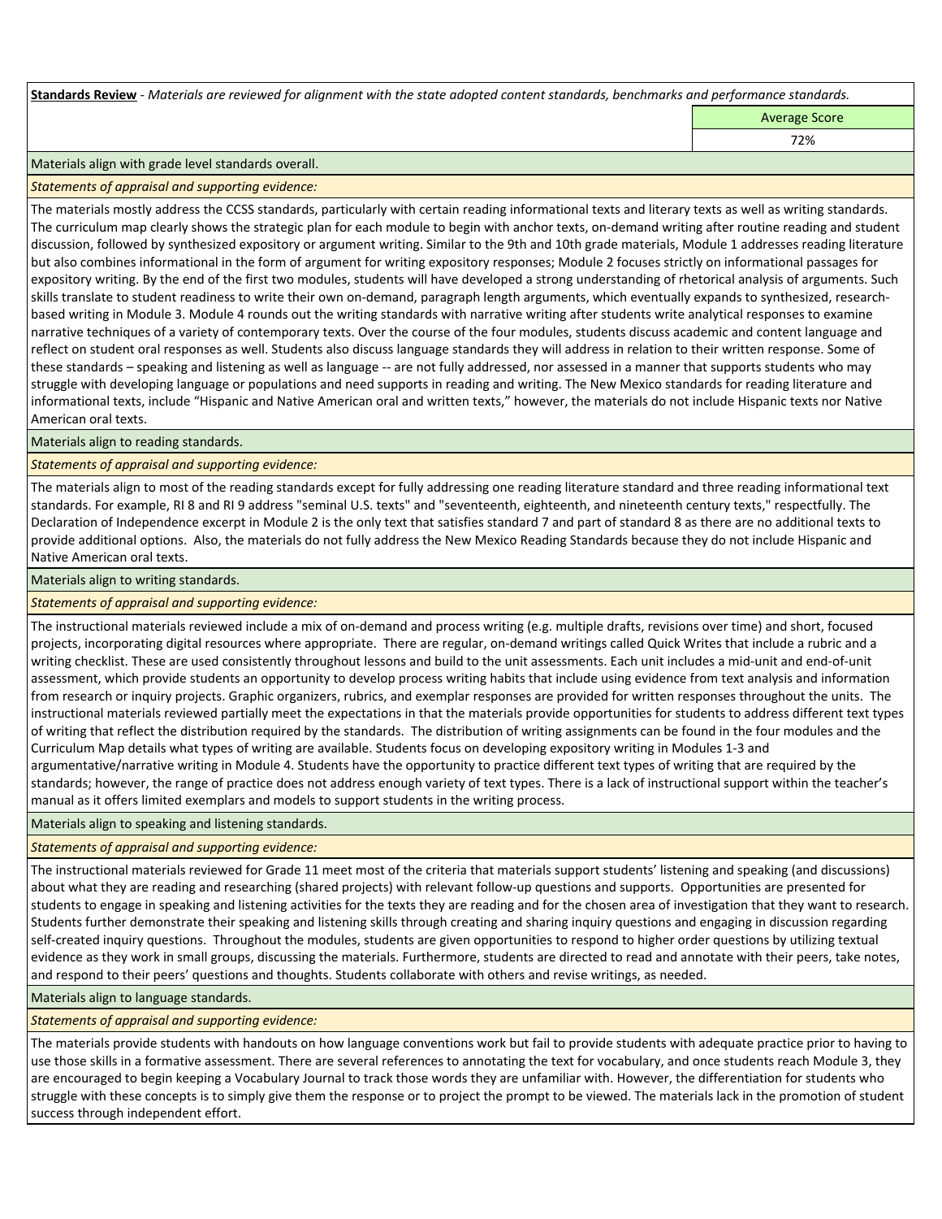**Standards Review** - *Materials are reviewed for alignment with the state adopted content standards, benchmarks and performance standards.*

| | Average Score |
|---|---|
| | 72% |

Materials align with grade level standards overall.

*Statements of appraisal and supporting evidence:*

The materials mostly address the CCSS standards, particularly with certain reading informational texts and literary texts as well as writing standards. The curriculum map clearly shows the strategic plan for each module to begin with anchor texts, on-demand writing after routine reading and student discussion, followed by synthesized expository or argument writing. Similar to the 9th and 10th grade materials, Module 1 addresses reading literature but also combines informational in the form of argument for writing expository responses; Module 2 focuses strictly on informational passages for expository writing. By the end of the first two modules, students will have developed a strong understanding of rhetorical analysis of arguments. Such skills translate to student readiness to write their own on-demand, paragraph length arguments, which eventually expands to synthesized, research-based writing in Module 3. Module 4 rounds out the writing standards with narrative writing after students write analytical responses to examine narrative techniques of a variety of contemporary texts. Over the course of the four modules, students discuss academic and content language and reflect on student oral responses as well. Students also discuss language standards they will address in relation to their written response. Some of these standards – speaking and listening as well as language -- are not fully addressed, nor assessed in a manner that supports students who may struggle with developing language or populations and need supports in reading and writing. The New Mexico standards for reading literature and informational texts, include "Hispanic and Native American oral and written texts," however, the materials do not include Hispanic texts nor Native American oral texts.

Materials align to reading standards.

*Statements of appraisal and supporting evidence:*

The materials align to most of the reading standards except for fully addressing one reading literature standard and three reading informational text standards. For example, RI 8 and RI 9 address "seminal U.S. texts" and "seventeenth, eighteenth, and nineteenth century texts," respectfully. The Declaration of Independence excerpt in Module 2 is the only text that satisfies standard 7 and part of standard 8 as there are no additional texts to provide additional options. Also, the materials do not fully address the New Mexico Reading Standards because they do not include Hispanic and Native American oral texts.

Materials align to writing standards.

*Statements of appraisal and supporting evidence:*

The instructional materials reviewed include a mix of on-demand and process writing (e.g. multiple drafts, revisions over time) and short, focused projects, incorporating digital resources where appropriate. There are regular, on-demand writings called Quick Writes that include a rubric and a writing checklist. These are used consistently throughout lessons and build to the unit assessments. Each unit includes a mid-unit and end-of-unit assessment, which provide students an opportunity to develop process writing habits that include using evidence from text analysis and information from research or inquiry projects. Graphic organizers, rubrics, and exemplar responses are provided for written responses throughout the units. The instructional materials reviewed partially meet the expectations in that the materials provide opportunities for students to address different text types of writing that reflect the distribution required by the standards. The distribution of writing assignments can be found in the four modules and the Curriculum Map details what types of writing are available. Students focus on developing expository writing in Modules 1-3 and argumentative/narrative writing in Module 4. Students have the opportunity to practice different text types of writing that are required by the standards; however, the range of practice does not address enough variety of text types. There is a lack of instructional support within the teacher's manual as it offers limited exemplars and models to support students in the writing process.

Materials align to speaking and listening standards.

*Statements of appraisal and supporting evidence:*

The instructional materials reviewed for Grade 11 meet most of the criteria that materials support students' listening and speaking (and discussions) about what they are reading and researching (shared projects) with relevant follow-up questions and supports. Opportunities are presented for students to engage in speaking and listening activities for the texts they are reading and for the chosen area of investigation that they want to research. Students further demonstrate their speaking and listening skills through creating and sharing inquiry questions and engaging in discussion regarding self-created inquiry questions. Throughout the modules, students are given opportunities to respond to higher order questions by utilizing textual evidence as they work in small groups, discussing the materials. Furthermore, students are directed to read and annotate with their peers, take notes, and respond to their peers' questions and thoughts. Students collaborate with others and revise writings, as needed.

Materials align to language standards.

*Statements of appraisal and supporting evidence:*

The materials provide students with handouts on how language conventions work but fail to provide students with adequate practice prior to having to use those skills in a formative assessment. There are several references to annotating the text for vocabulary, and once students reach Module 3, they are encouraged to begin keeping a Vocabulary Journal to track those words they are unfamiliar with. However, the differentiation for students who struggle with these concepts is to simply give them the response or to project the prompt to be viewed. The materials lack in the promotion of student success through independent effort.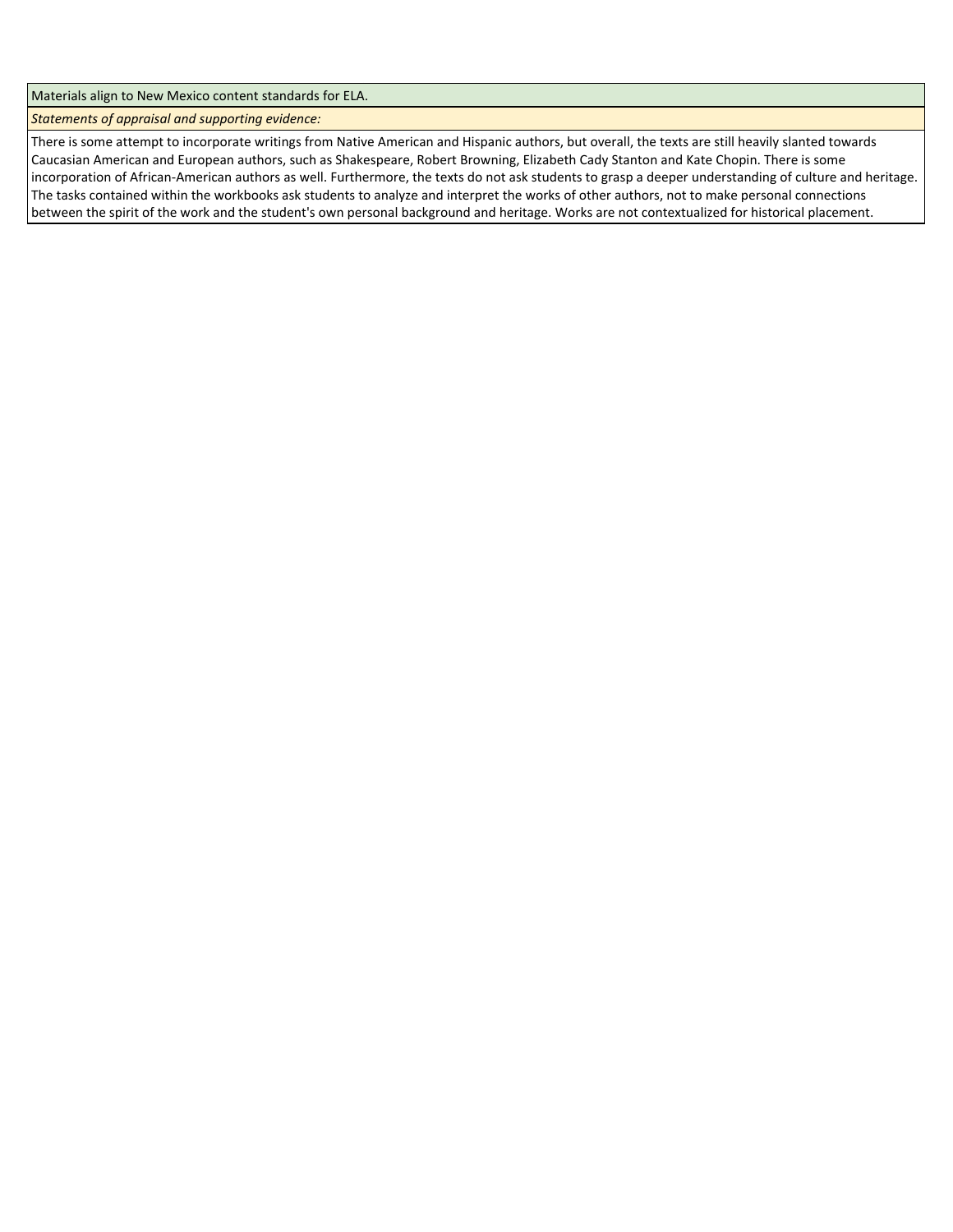Materials align to New Mexico content standards for ELA.

*Statements of appraisal and supporting evidence:*

There is some attempt to incorporate writings from Native American and Hispanic authors, but overall, the texts are still heavily slanted towards Caucasian American and European authors, such as Shakespeare, Robert Browning, Elizabeth Cady Stanton and Kate Chopin. There is some incorporation of African-American authors as well. Furthermore, the texts do not ask students to grasp a deeper understanding of culture and heritage. The tasks contained within the workbooks ask students to analyze and interpret the works of other authors, not to make personal connections between the spirit of the work and the student's own personal background and heritage. Works are not contextualized for historical placement.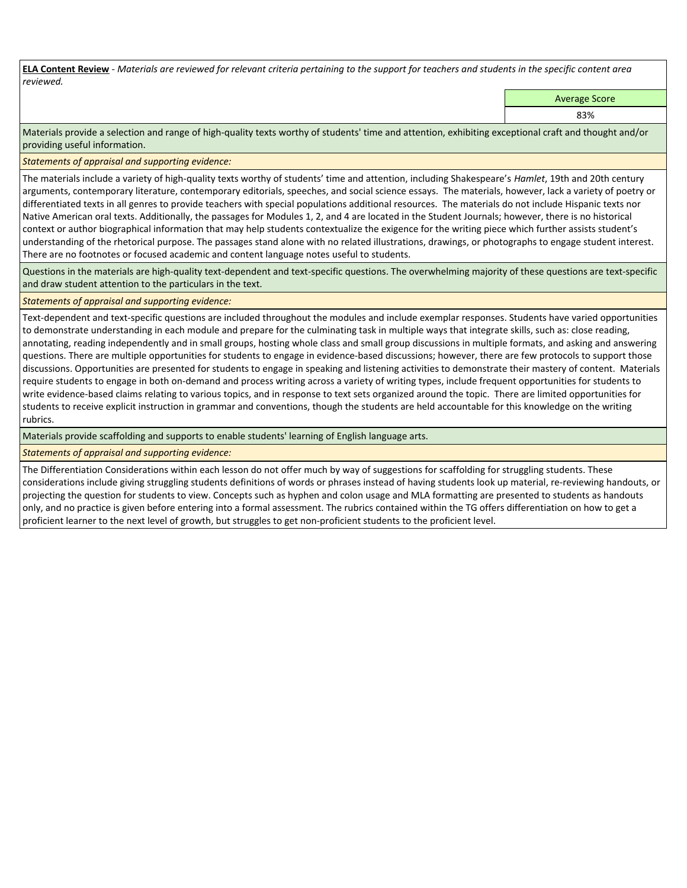**<u>ELA Content Review</u>** - *Materials are reviewed for relevant criteria pertaining to the support for teachers and students in the specific content area reviewed.*

| Average Score |
|---|
| 83% |

Materials provide a selection and range of high-quality texts worthy of students' time and attention, exhibiting exceptional craft and thought and/or providing useful information.

*Statements of appraisal and supporting evidence:*

The materials include a variety of high-quality texts worthy of students' time and attention, including Shakespeare's *Hamlet*, 19th and 20th century arguments, contemporary literature, contemporary editorials, speeches, and social science essays. The materials, however, lack a variety of poetry or differentiated texts in all genres to provide teachers with special populations additional resources. The materials do not include Hispanic texts nor Native American oral texts. Additionally, the passages for Modules 1, 2, and 4 are located in the Student Journals; however, there is no historical context or author biographical information that may help students contextualize the exigence for the writing piece which further assists student's understanding of the rhetorical purpose. The passages stand alone with no related illustrations, drawings, or photographs to engage student interest. There are no footnotes or focused academic and content language notes useful to students.

Questions in the materials are high-quality text-dependent and text-specific questions. The overwhelming majority of these questions are text-specific and draw student attention to the particulars in the text.

*Statements of appraisal and supporting evidence:*

Text-dependent and text-specific questions are included throughout the modules and include exemplar responses. Students have varied opportunities to demonstrate understanding in each module and prepare for the culminating task in multiple ways that integrate skills, such as: close reading, annotating, reading independently and in small groups, hosting whole class and small group discussions in multiple formats, and asking and answering questions. There are multiple opportunities for students to engage in evidence-based discussions; however, there are few protocols to support those discussions. Opportunities are presented for students to engage in speaking and listening activities to demonstrate their mastery of content. Materials require students to engage in both on-demand and process writing across a variety of writing types, include frequent opportunities for students to write evidence-based claims relating to various topics, and in response to text sets organized around the topic. There are limited opportunities for students to receive explicit instruction in grammar and conventions, though the students are held accountable for this knowledge on the writing rubrics.

Materials provide scaffolding and supports to enable students' learning of English language arts.

*Statements of appraisal and supporting evidence:*

The Differentiation Considerations within each lesson do not offer much by way of suggestions for scaffolding for struggling students. These considerations include giving struggling students definitions of words or phrases instead of having students look up material, re-reviewing handouts, or projecting the question for students to view. Concepts such as hyphen and colon usage and MLA formatting are presented to students as handouts only, and no practice is given before entering into a formal assessment. The rubrics contained within the TG offers differentiation on how to get a proficient learner to the next level of growth, but struggles to get non-proficient students to the proficient level.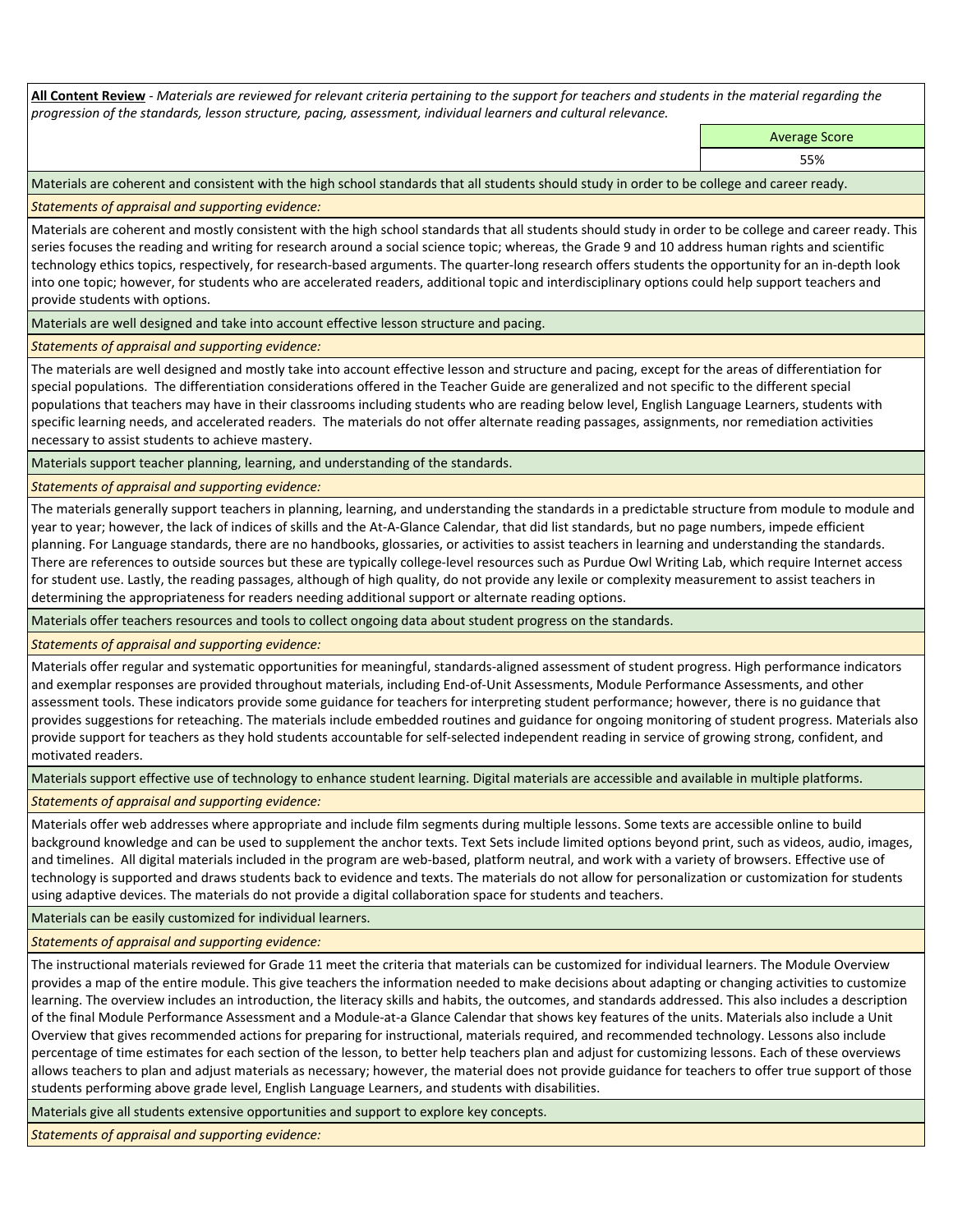**All Content Review** - *Materials are reviewed for relevant criteria pertaining to the support for teachers and students in the material regarding the progression of the standards, lesson structure, pacing, assessment, individual learners and cultural relevance.*

| Average Score |
|---|
| 55% |

Materials are coherent and consistent with the high school standards that all students should study in order to be college and career ready.

*Statements of appraisal and supporting evidence:*

Materials are coherent and mostly consistent with the high school standards that all students should study in order to be college and career ready. This series focuses the reading and writing for research around a social science topic; whereas, the Grade 9 and 10 address human rights and scientific technology ethics topics, respectively, for research-based arguments. The quarter-long research offers students the opportunity for an in-depth look into one topic; however, for students who are accelerated readers, additional topic and interdisciplinary options could help support teachers and provide students with options.

Materials are well designed and take into account effective lesson structure and pacing.

*Statements of appraisal and supporting evidence:*

The materials are well designed and mostly take into account effective lesson and structure and pacing, except for the areas of differentiation for special populations. The differentiation considerations offered in the Teacher Guide are generalized and not specific to the different special populations that teachers may have in their classrooms including students who are reading below level, English Language Learners, students with specific learning needs, and accelerated readers. The materials do not offer alternate reading passages, assignments, nor remediation activities necessary to assist students to achieve mastery.

Materials support teacher planning, learning, and understanding of the standards.

*Statements of appraisal and supporting evidence:*

The materials generally support teachers in planning, learning, and understanding the standards in a predictable structure from module to module and year to year; however, the lack of indices of skills and the At-A-Glance Calendar, that did list standards, but no page numbers, impede efficient planning. For Language standards, there are no handbooks, glossaries, or activities to assist teachers in learning and understanding the standards. There are references to outside sources but these are typically college-level resources such as Purdue Owl Writing Lab, which require Internet access for student use. Lastly, the reading passages, although of high quality, do not provide any lexile or complexity measurement to assist teachers in determining the appropriateness for readers needing additional support or alternate reading options.

Materials offer teachers resources and tools to collect ongoing data about student progress on the standards.

*Statements of appraisal and supporting evidence:*

Materials offer regular and systematic opportunities for meaningful, standards-aligned assessment of student progress. High performance indicators and exemplar responses are provided throughout materials, including End-of-Unit Assessments, Module Performance Assessments, and other assessment tools. These indicators provide some guidance for teachers for interpreting student performance; however, there is no guidance that provides suggestions for reteaching. The materials include embedded routines and guidance for ongoing monitoring of student progress. Materials also provide support for teachers as they hold students accountable for self-selected independent reading in service of growing strong, confident, and motivated readers.

Materials support effective use of technology to enhance student learning. Digital materials are accessible and available in multiple platforms.

*Statements of appraisal and supporting evidence:*

Materials offer web addresses where appropriate and include film segments during multiple lessons. Some texts are accessible online to build background knowledge and can be used to supplement the anchor texts. Text Sets include limited options beyond print, such as videos, audio, images, and timelines. All digital materials included in the program are web-based, platform neutral, and work with a variety of browsers. Effective use of technology is supported and draws students back to evidence and texts. The materials do not allow for personalization or customization for students using adaptive devices. The materials do not provide a digital collaboration space for students and teachers.

Materials can be easily customized for individual learners.

*Statements of appraisal and supporting evidence:*

The instructional materials reviewed for Grade 11 meet the criteria that materials can be customized for individual learners. The Module Overview provides a map of the entire module. This give teachers the information needed to make decisions about adapting or changing activities to customize learning. The overview includes an introduction, the literacy skills and habits, the outcomes, and standards addressed. This also includes a description of the final Module Performance Assessment and a Module-at-a Glance Calendar that shows key features of the units. Materials also include a Unit Overview that gives recommended actions for preparing for instructional, materials required, and recommended technology. Lessons also include percentage of time estimates for each section of the lesson, to better help teachers plan and adjust for customizing lessons. Each of these overviews allows teachers to plan and adjust materials as necessary; however, the material does not provide guidance for teachers to offer true support of those students performing above grade level, English Language Learners, and students with disabilities.

Materials give all students extensive opportunities and support to explore key concepts.

*Statements of appraisal and supporting evidence:*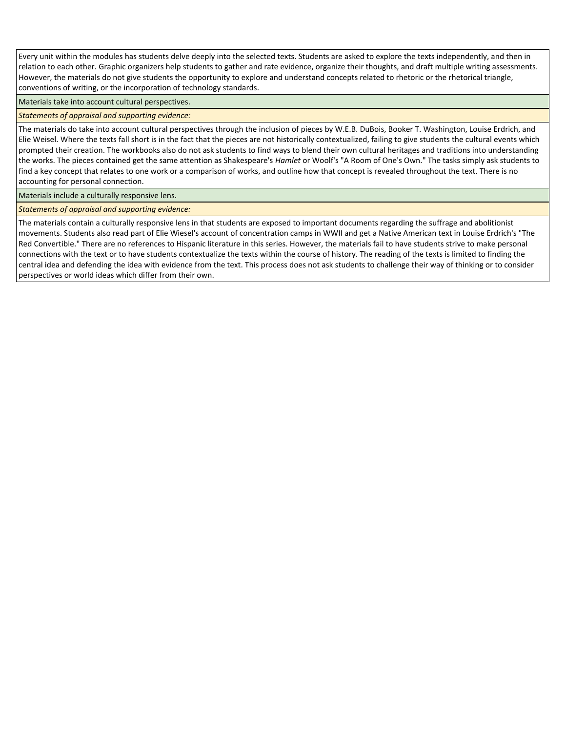Every unit within the modules has students delve deeply into the selected texts. Students are asked to explore the texts independently, and then in relation to each other. Graphic organizers help students to gather and rate evidence, organize their thoughts, and draft multiple writing assessments. However, the materials do not give students the opportunity to explore and understand concepts related to rhetoric or the rhetorical triangle, conventions of writing, or the incorporation of technology standards.

Materials take into account cultural perspectives.

*Statements of appraisal and supporting evidence:*

The materials do take into account cultural perspectives through the inclusion of pieces by W.E.B. DuBois, Booker T. Washington, Louise Erdrich, and Elie Weisel. Where the texts fall short is in the fact that the pieces are not historically contextualized, failing to give students the cultural events which prompted their creation. The workbooks also do not ask students to find ways to blend their own cultural heritages and traditions into understanding the works. The pieces contained get the same attention as Shakespeare's *Hamlet* or Woolf's "A Room of One's Own." The tasks simply ask students to find a key concept that relates to one work or a comparison of works, and outline how that concept is revealed throughout the text. There is no accounting for personal connection.

Materials include a culturally responsive lens.

*Statements of appraisal and supporting evidence:*

The materials contain a culturally responsive lens in that students are exposed to important documents regarding the suffrage and abolitionist movements. Students also read part of Elie Wiesel's account of concentration camps in WWII and get a Native American text in Louise Erdrich's "The Red Convertible." There are no references to Hispanic literature in this series. However, the materials fail to have students strive to make personal connections with the text or to have students contextualize the texts within the course of history. The reading of the texts is limited to finding the central idea and defending the idea with evidence from the text. This process does not ask students to challenge their way of thinking or to consider perspectives or world ideas which differ from their own.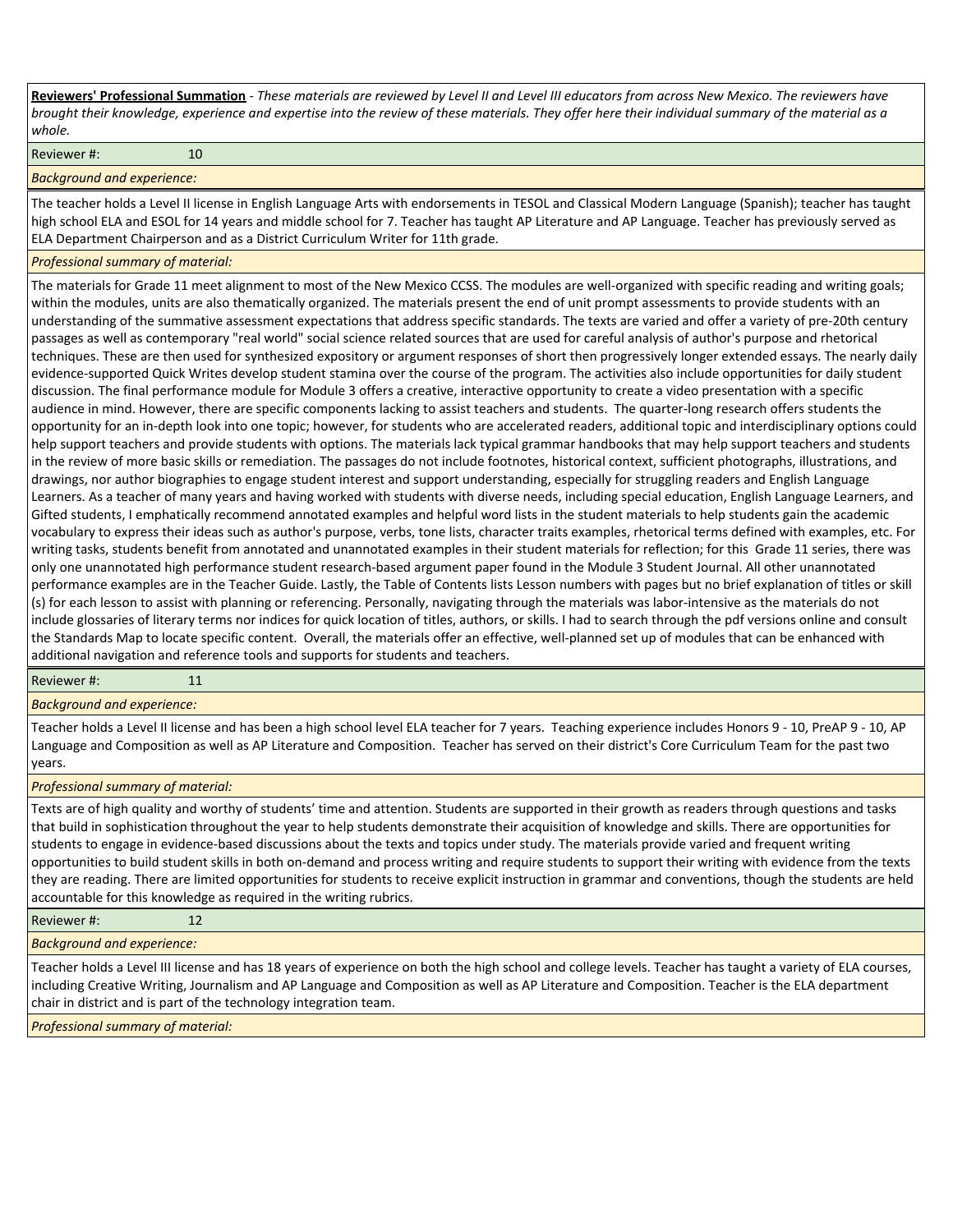**Reviewers' Professional Summation** - *These materials are reviewed by Level II and Level III educators from across New Mexico. The reviewers have brought their knowledge, experience and expertise into the review of these materials. They offer here their individual summary of the material as a whole.*

Reviewer #: 10

*Background and experience:*

The teacher holds a Level II license in English Language Arts with endorsements in TESOL and Classical Modern Language (Spanish); teacher has taught high school ELA and ESOL for 14 years and middle school for 7. Teacher has taught AP Literature and AP Language. Teacher has previously served as ELA Department Chairperson and as a District Curriculum Writer for 11th grade.

*Professional summary of material:*

The materials for Grade 11 meet alignment to most of the New Mexico CCSS. The modules are well-organized with specific reading and writing goals; within the modules, units are also thematically organized. The materials present the end of unit prompt assessments to provide students with an understanding of the summative assessment expectations that address specific standards. The texts are varied and offer a variety of pre-20th century passages as well as contemporary "real world" social science related sources that are used for careful analysis of author's purpose and rhetorical techniques. These are then used for synthesized expository or argument responses of short then progressively longer extended essays. The nearly daily evidence-supported Quick Writes develop student stamina over the course of the program. The activities also include opportunities for daily student discussion. The final performance module for Module 3 offers a creative, interactive opportunity to create a video presentation with a specific audience in mind. However, there are specific components lacking to assist teachers and students. The quarter-long research offers students the opportunity for an in-depth look into one topic; however, for students who are accelerated readers, additional topic and interdisciplinary options could help support teachers and provide students with options. The materials lack typical grammar handbooks that may help support teachers and students in the review of more basic skills or remediation. The passages do not include footnotes, historical context, sufficient photographs, illustrations, and drawings, nor author biographies to engage student interest and support understanding, especially for struggling readers and English Language Learners. As a teacher of many years and having worked with students with diverse needs, including special education, English Language Learners, and Gifted students, I emphatically recommend annotated examples and helpful word lists in the student materials to help students gain the academic vocabulary to express their ideas such as author's purpose, verbs, tone lists, character traits examples, rhetorical terms defined with examples, etc. For writing tasks, students benefit from annotated and unannotated examples in their student materials for reflection; for this Grade 11 series, there was only one unannotated high performance student research-based argument paper found in the Module 3 Student Journal. All other unannotated performance examples are in the Teacher Guide. Lastly, the Table of Contents lists Lesson numbers with pages but no brief explanation of titles or skill (s) for each lesson to assist with planning or referencing. Personally, navigating through the materials was labor-intensive as the materials do not include glossaries of literary terms nor indices for quick location of titles, authors, or skills. I had to search through the pdf versions online and consult the Standards Map to locate specific content. Overall, the materials offer an effective, well-planned set up of modules that can be enhanced with additional navigation and reference tools and supports for students and teachers.

Reviewer #: 11

*Background and experience:*

Teacher holds a Level II license and has been a high school level ELA teacher for 7 years. Teaching experience includes Honors 9 - 10, PreAP 9 - 10, AP Language and Composition as well as AP Literature and Composition. Teacher has served on their district's Core Curriculum Team for the past two years.

*Professional summary of material:*

Texts are of high quality and worthy of students' time and attention. Students are supported in their growth as readers through questions and tasks that build in sophistication throughout the year to help students demonstrate their acquisition of knowledge and skills. There are opportunities for students to engage in evidence-based discussions about the texts and topics under study. The materials provide varied and frequent writing opportunities to build student skills in both on-demand and process writing and require students to support their writing with evidence from the texts they are reading. There are limited opportunities for students to receive explicit instruction in grammar and conventions, though the students are held accountable for this knowledge as required in the writing rubrics.

Reviewer #: 12

*Background and experience:*

Teacher holds a Level III license and has 18 years of experience on both the high school and college levels. Teacher has taught a variety of ELA courses, including Creative Writing, Journalism and AP Language and Composition as well as AP Literature and Composition. Teacher is the ELA department chair in district and is part of the technology integration team.

*Professional summary of material:*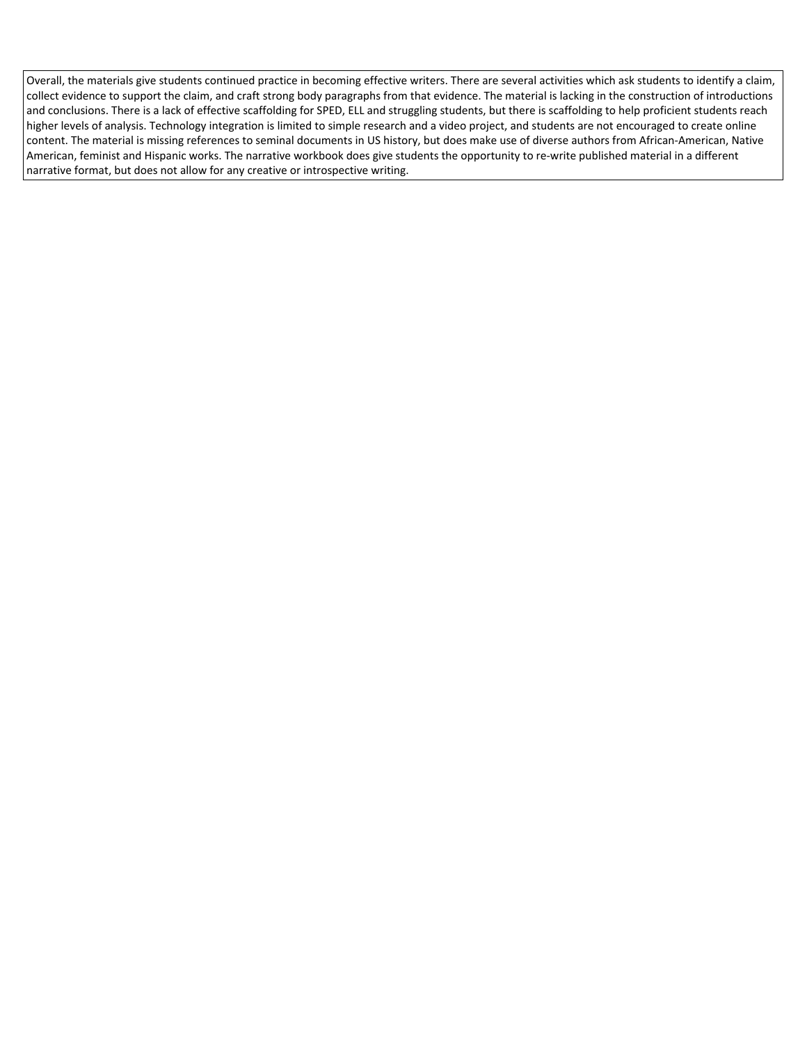Overall, the materials give students continued practice in becoming effective writers. There are several activities which ask students to identify a claim, collect evidence to support the claim, and craft strong body paragraphs from that evidence. The material is lacking in the construction of introductions and conclusions. There is a lack of effective scaffolding for SPED, ELL and struggling students, but there is scaffolding to help proficient students reach higher levels of analysis. Technology integration is limited to simple research and a video project, and students are not encouraged to create online content. The material is missing references to seminal documents in US history, but does make use of diverse authors from African-American, Native American, feminist and Hispanic works. The narrative workbook does give students the opportunity to re-write published material in a different narrative format, but does not allow for any creative or introspective writing.